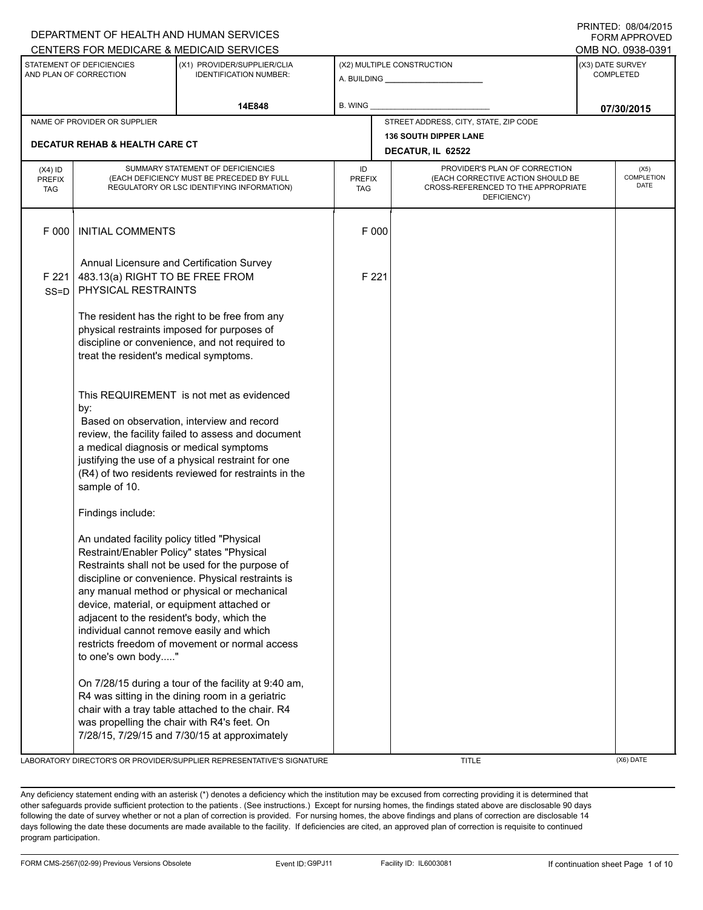DEPARTMENT OF HEALTH AND HUMAN SERVICES
CENTERS FOR MEDICARE & MEDICAID SERVICES

PRINTED: 08/04/2015
FORM APPROVED
OMB NO. 0938-0391

| STATEMENT OF DEFICIENCIES AND PLAN OF CORRECTION | (X1) PROVIDER/SUPPLIER/CLIA IDENTIFICATION NUMBER: | (X2) MULTIPLE CONSTRUCTION | (X3) DATE SURVEY COMPLETED |
|---|---|---|---|
| | 14E848 | A. BUILDING ______ B. WING ______ | 07/30/2015 |

| NAME OF PROVIDER OR SUPPLIER | STREET ADDRESS, CITY, STATE, ZIP CODE |
|---|---|
| DECATUR REHAB & HEALTH CARE CT | 136 SOUTH DIPPER LANE DECATUR, IL 62522 |

| (X4) ID PREFIX TAG | SUMMARY STATEMENT OF DEFICIENCIES (EACH DEFICIENCY MUST BE PRECEDED BY FULL REGULATORY OR LSC IDENTIFYING INFORMATION) | ID PREFIX TAG | PROVIDER'S PLAN OF CORRECTION (EACH CORRECTIVE ACTION SHOULD BE CROSS-REFERENCED TO THE APPROPRIATE DEFICIENCY) | (X5) COMPLETION DATE |
|---|---|---|---|---|
| F 000 | INITIAL COMMENTS | F 000 | | |
| | Annual Licensure and Certification Survey | | | |
| F 221 SS=D | 483.13(a) RIGHT TO BE FREE FROM PHYSICAL RESTRAINTS | F 221 | | |

The resident has the right to be free from any physical restraints imposed for purposes of discipline or convenience, and not required to treat the resident's medical symptoms.

This REQUIREMENT is not met as evidenced by:
Based on observation, interview and record review, the facility failed to assess and document a medical diagnosis or medical symptoms justifying the use of a physical restraint for one (R4) of two residents reviewed for restraints in the sample of 10.

Findings include:

An undated facility policy titled "Physical Restraint/Enabler Policy" states "Physical Restraints shall not be used for the purpose of discipline or convenience. Physical restraints is any manual method or physical or mechanical device, material, or equipment attached or adjacent to the resident's body, which the individual cannot remove easily and which restricts freedom of movement or normal access to one's own body....."

On 7/28/15 during a tour of the facility at 9:40 am, R4 was sitting in the dining room in a geriatric chair with a tray table attached to the chair. R4 was propelling the chair with R4's feet. On 7/28/15, 7/29/15 and 7/30/15 at approximately

LABORATORY DIRECTOR'S OR PROVIDER/SUPPLIER REPRESENTATIVE'S SIGNATURE | TITLE | (X6) DATE

Any deficiency statement ending with an asterisk (*) denotes a deficiency which the institution may be excused from correcting providing it is determined that other safeguards provide sufficient protection to the patients . (See instructions.) Except for nursing homes, the findings stated above are disclosable 90 days following the date of survey whether or not a plan of correction is provided. For nursing homes, the above findings and plans of correction are disclosable 14 days following the date these documents are made available to the facility. If deficiencies are cited, an approved plan of correction is requisite to continued program participation.

FORM CMS-2567(02-99) Previous Versions Obsolete | Event ID: G9PJ11 | Facility ID: IL6003081 | If continuation sheet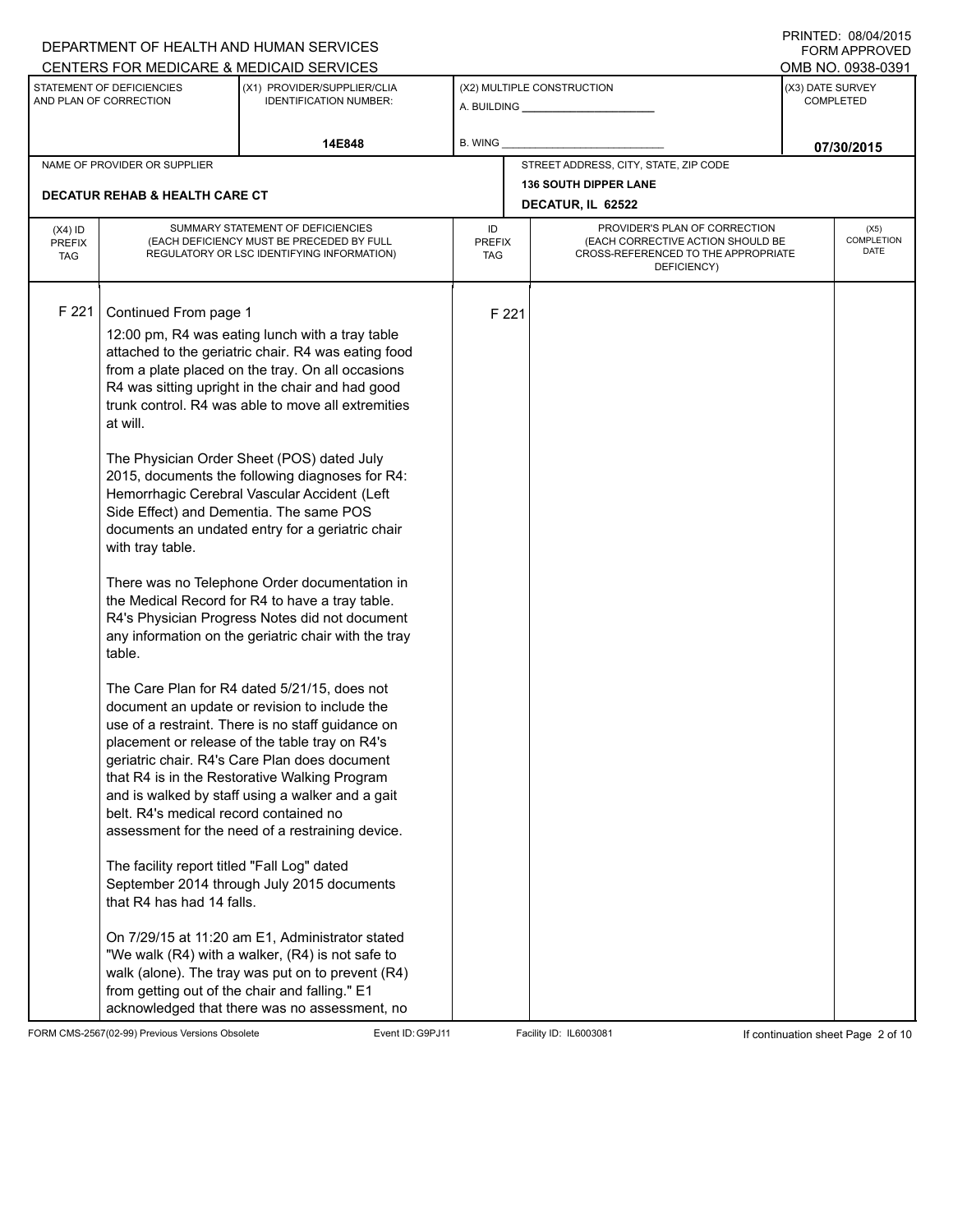DEPARTMENT OF HEALTH AND HUMAN SERVICES
CENTERS FOR MEDICARE & MEDICAID SERVICES

PRINTED: 08/04/2015
FORM APPROVED
OMB NO. 0938-0391

| STATEMENT OF DEFICIENCIES AND PLAN OF CORRECTION | (X1) PROVIDER/SUPPLIER/CLIA IDENTIFICATION NUMBER: | (X2) MULTIPLE CONSTRUCTION | (X3) DATE SURVEY COMPLETED |
|---|---|---|---|
| | 14E848 | A. BUILDING ______ B. WING ______ | 07/30/2015 |

| NAME OF PROVIDER OR SUPPLIER | STREET ADDRESS, CITY, STATE, ZIP CODE |
|---|---|
| DECATUR REHAB & HEALTH CARE CT | 136 SOUTH DIPPER LANE DECATUR, IL 62522 |

| (X4) ID PREFIX TAG | SUMMARY STATEMENT OF DEFICIENCIES (EACH DEFICIENCY MUST BE PRECEDED BY FULL REGULATORY OR LSC IDENTIFYING INFORMATION) | ID PREFIX TAG | PROVIDER'S PLAN OF CORRECTION (EACH CORRECTIVE ACTION SHOULD BE CROSS-REFERENCED TO THE APPROPRIATE DEFICIENCY) | (X5) COMPLETION DATE |
|---|---|---|---|---|
| F 221 | Continued From page 1 | F 221 | | |

12:00 pm, R4 was eating lunch with a tray table attached to the geriatric chair. R4 was eating food from a plate placed on the tray. On all occasions R4 was sitting upright in the chair and had good trunk control. R4 was able to move all extremities at will.

The Physician Order Sheet (POS) dated July 2015, documents the following diagnoses for R4: Hemorrhagic Cerebral Vascular Accident (Left Side Effect) and Dementia. The same POS documents an undated entry for a geriatric chair with tray table.

There was no Telephone Order documentation in the Medical Record for R4 to have a tray table. R4's Physician Progress Notes did not document any information on the geriatric chair with the tray table.

The Care Plan for R4 dated 5/21/15, does not document an update or revision to include the use of a restraint. There is no staff guidance on placement or release of the table tray on R4's geriatric chair. R4's Care Plan does document that R4 is in the Restorative Walking Program and is walked by staff using a walker and a gait belt. R4's medical record contained no assessment for the need of a restraining device.

The facility report titled "Fall Log" dated September 2014 through July 2015 documents that R4 has had 14 falls.

On 7/29/15 at 11:20 am E1, Administrator stated "We walk (R4) with a walker, (R4) is not safe to walk (alone). The tray was put on to prevent (R4) from getting out of the chair and falling." E1 acknowledged that there was no assessment, no

FORM CMS-2567(02-99) Previous Versions Obsolete Event ID: G9PJ11 Facility ID: IL6003081 If continuation sheet Page 2 of 10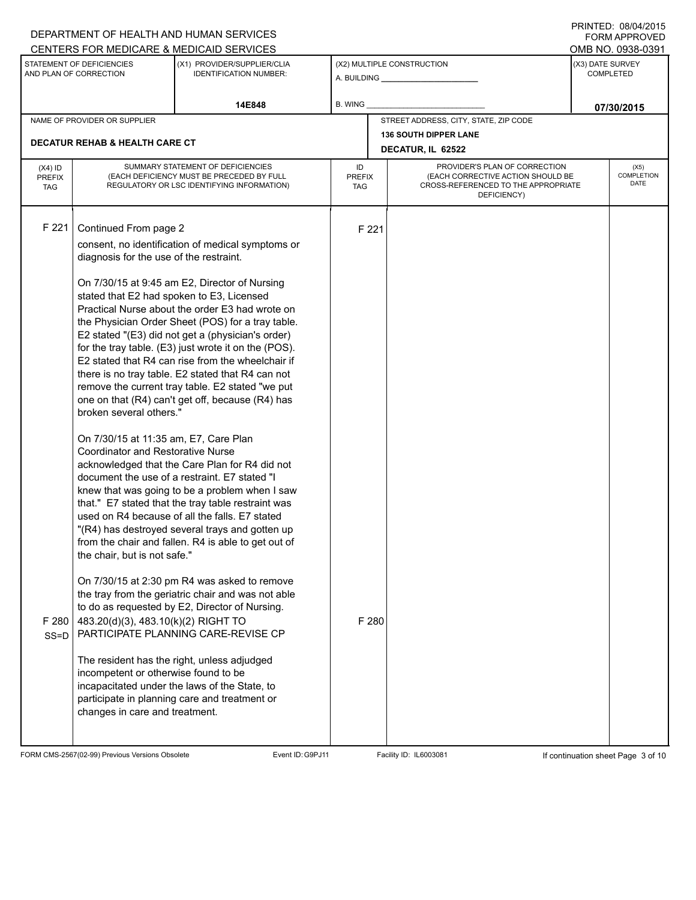DEPARTMENT OF HEALTH AND HUMAN SERVICES
CENTERS FOR MEDICARE & MEDICAID SERVICES

PRINTED: 08/04/2015
FORM APPROVED
OMB NO. 0938-0391

| STATEMENT OF DEFICIENCIES AND PLAN OF CORRECTION | (X1) PROVIDER/SUPPLIER/CLIA IDENTIFICATION NUMBER: | (X2) MULTIPLE CONSTRUCTION | (X3) DATE SURVEY COMPLETED |
|---|---|---|---|
| | 14E848 | A. BUILDING ______ B. WING ______ | 07/30/2015 |

| NAME OF PROVIDER OR SUPPLIER | STREET ADDRESS, CITY, STATE, ZIP CODE |
|---|---|
| DECATUR REHAB & HEALTH CARE CT | 136 SOUTH DIPPER LANE DECATUR, IL 62522 |

| (X4) ID PREFIX TAG | SUMMARY STATEMENT OF DEFICIENCIES (EACH DEFICIENCY MUST BE PRECEDED BY FULL REGULATORY OR LSC IDENTIFYING INFORMATION) | ID PREFIX TAG | PROVIDER'S PLAN OF CORRECTION (EACH CORRECTIVE ACTION SHOULD BE CROSS-REFERENCED TO THE APPROPRIATE DEFICIENCY) | (X5) COMPLETION DATE |
|---|---|---|---|---|
| F 221 | Continued From page 2<br>consent, no identification of medical symptoms or diagnosis for the use of the restraint.<br><br>On 7/30/15 at 9:45 am E2, Director of Nursing stated that E2 had spoken to E3, Licensed Practical Nurse about the order E3 had wrote on the Physician Order Sheet (POS) for a tray table. E2 stated "(E3) did not get a (physician's order) for the tray table. (E3) just wrote it on the (POS). E2 stated that R4 can rise from the wheelchair if there is no tray table. E2 stated that R4 can not remove the current tray table. E2 stated "we put one on that (R4) can't get off, because (R4) has broken several others."<br><br>On 7/30/15 at 11:35 am, E7, Care Plan Coordinator and Restorative Nurse acknowledged that the Care Plan for R4 did not document the use of a restraint. E7 stated "I knew that was going to be a problem when I saw that." E7 stated that the tray table restraint was used on R4 because of all the falls. E7 stated "(R4) has destroyed several trays and gotten up from the chair and fallen. R4 is able to get out of the chair, but is not safe."<br><br>On 7/30/15 at 2:30 pm R4 was asked to remove the tray from the geriatric chair and was not able to do as requested by E2, Director of Nursing. | F 221 | | |
| F 280 SS=D | 483.20(d)(3), 483.10(k)(2) RIGHT TO PARTICIPATE PLANNING CARE-REVISE CP<br><br>The resident has the right, unless adjudged incompetent or otherwise found to be incapacitated under the laws of the State, to participate in planning care and treatment or changes in care and treatment. | F 280 | | |

FORM CMS-2567(02-99) Previous Versions Obsolete Event ID: G9PJ11 Facility ID: IL6003081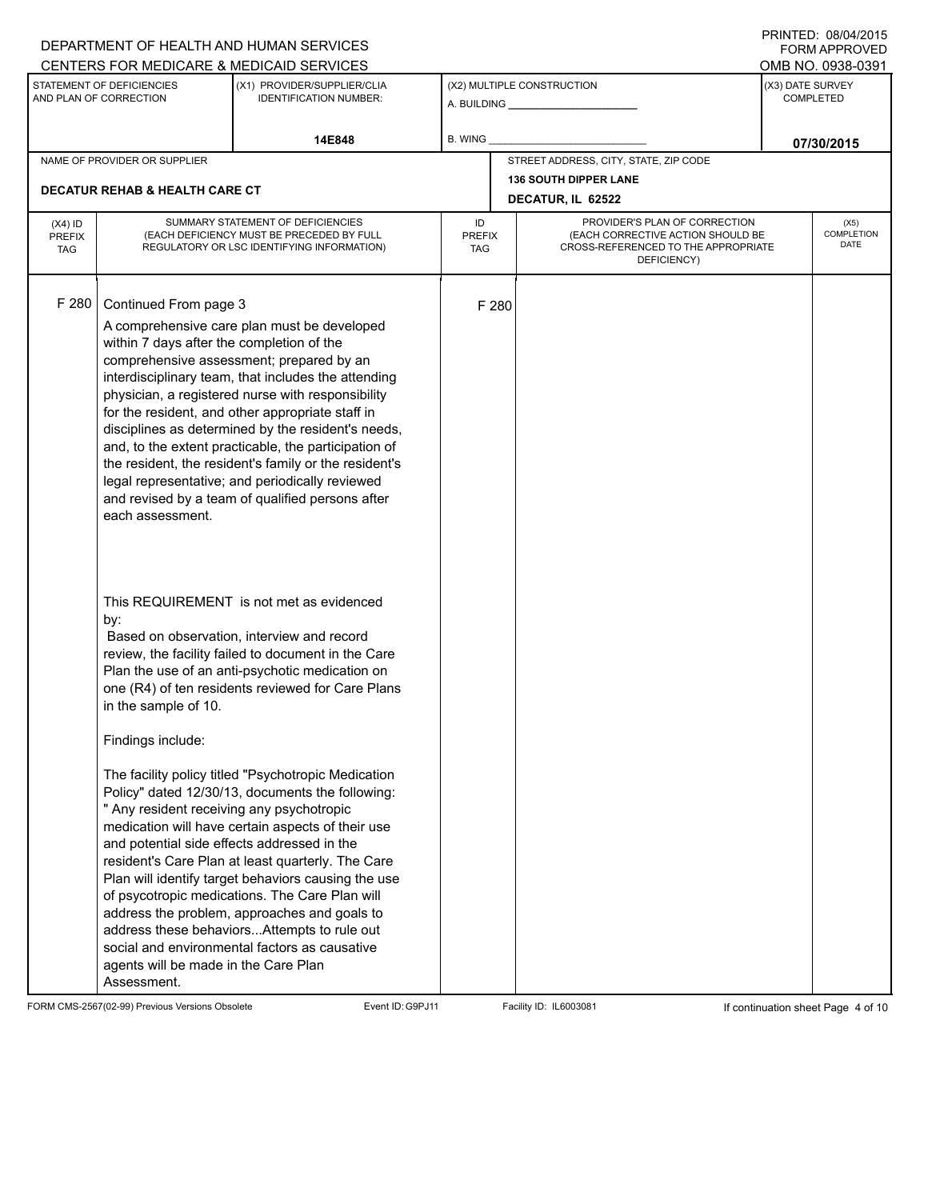DEPARTMENT OF HEALTH AND HUMAN SERVICES
CENTERS FOR MEDICARE & MEDICAID SERVICES

PRINTED: 08/04/2015
FORM APPROVED
OMB NO. 0938-0391

| STATEMENT OF DEFICIENCIES AND PLAN OF CORRECTION | (X1) PROVIDER/SUPPLIER/CLIA IDENTIFICATION NUMBER: | (X2) MULTIPLE CONSTRUCTION | (X3) DATE SURVEY COMPLETED |
|---|---|---|---|
| | 14E848 | A. BUILDING ______ B. WING ______ | 07/30/2015 |

| NAME OF PROVIDER OR SUPPLIER | STREET ADDRESS, CITY, STATE, ZIP CODE |
|---|---|
| DECATUR REHAB & HEALTH CARE CT | 136 SOUTH DIPPER LANE DECATUR, IL 62522 |

| (X4) ID PREFIX TAG | SUMMARY STATEMENT OF DEFICIENCIES (EACH DEFICIENCY MUST BE PRECEDED BY FULL REGULATORY OR LSC IDENTIFYING INFORMATION) | ID PREFIX TAG | PROVIDER'S PLAN OF CORRECTION (EACH CORRECTIVE ACTION SHOULD BE CROSS-REFERENCED TO THE APPROPRIATE DEFICIENCY) | (X5) COMPLETION DATE |
|---|---|---|---|---|
| F 280 | Continued From page 3 | F 280 | | |

A comprehensive care plan must be developed within 7 days after the completion of the comprehensive assessment; prepared by an interdisciplinary team, that includes the attending physician, a registered nurse with responsibility for the resident, and other appropriate staff in disciplines as determined by the resident's needs, and, to the extent practicable, the participation of the resident, the resident's family or the resident's legal representative; and periodically reviewed and revised by a team of qualified persons after each assessment.

This REQUIREMENT is not met as evidenced by:
Based on observation, interview and record review, the facility failed to document in the Care Plan the use of an anti-psychotic medication on one (R4) of ten residents reviewed for Care Plans in the sample of 10.

Findings include:

The facility policy titled "Psychotropic Medication Policy" dated 12/30/13, documents the following: " Any resident receiving any psychotropic medication will have certain aspects of their use and potential side effects addressed in the resident's Care Plan at least quarterly. The Care Plan will identify target behaviors causing the use of psycotropic medications. The Care Plan will address the problem, approaches and goals to address these behaviors...Attempts to rule out social and environmental factors as causative agents will be made in the Care Plan Assessment.

FORM CMS-2567(02-99) Previous Versions Obsolete | Event ID: G9PJ11 | Facility ID: IL6003081 | If continuation sheet Page 4 of 10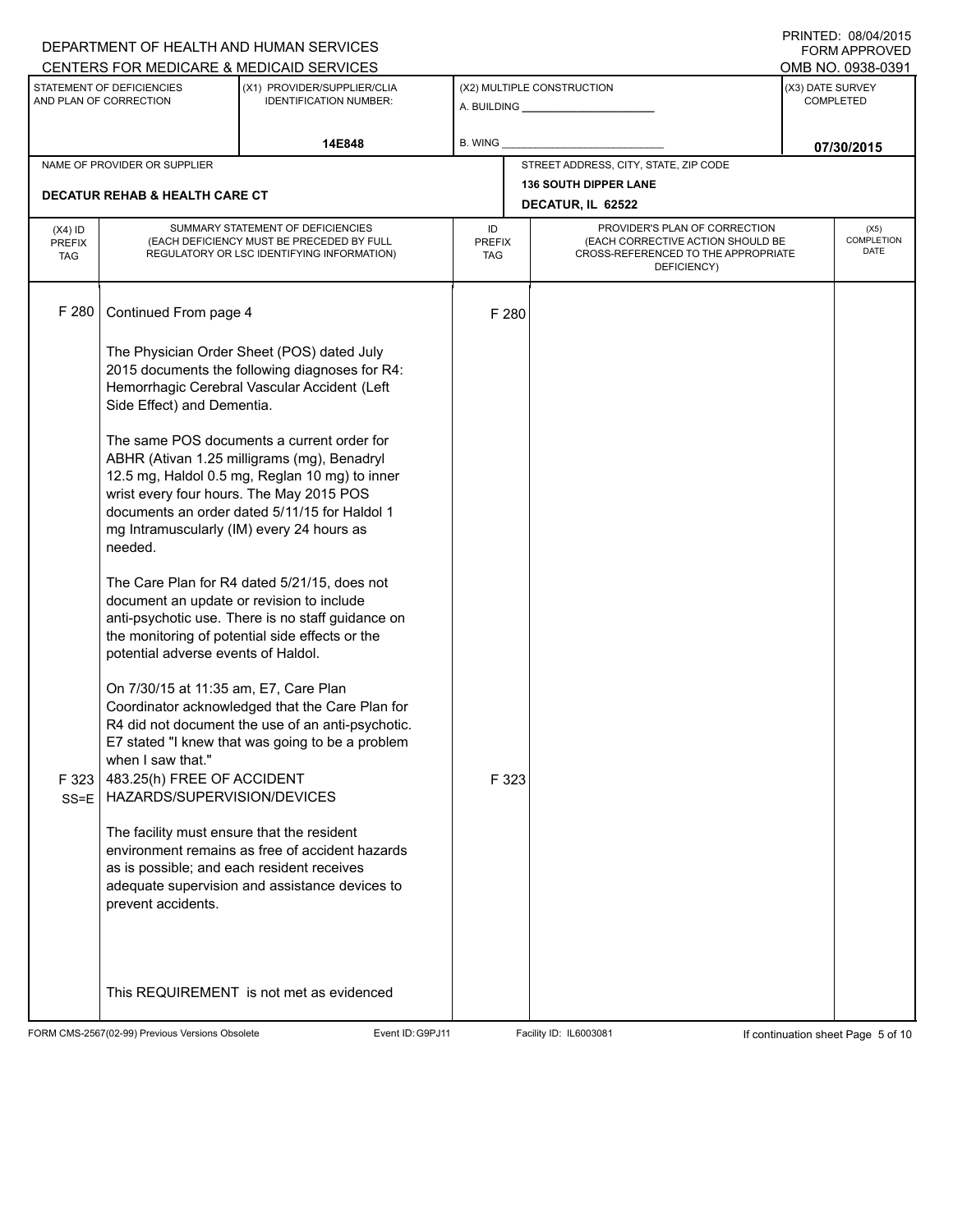DEPARTMENT OF HEALTH AND HUMAN SERVICES
CENTERS FOR MEDICARE & MEDICAID SERVICES

PRINTED: 08/04/2015
FORM APPROVED
OMB NO. 0938-0391

| STATEMENT OF DEFICIENCIES AND PLAN OF CORRECTION | (X1) PROVIDER/SUPPLIER/CLIA IDENTIFICATION NUMBER: | (X2) MULTIPLE CONSTRUCTION | (X3) DATE SURVEY COMPLETED |
|---|---|---|---|
| | 14E848 | A. BUILDING ______ B. WING ______ | 07/30/2015 |

| NAME OF PROVIDER OR SUPPLIER | STREET ADDRESS, CITY, STATE, ZIP CODE |
|---|---|
| DECATUR REHAB & HEALTH CARE CT | 136 SOUTH DIPPER LANE, DECATUR, IL 62522 |

| (X4) ID PREFIX TAG | SUMMARY STATEMENT OF DEFICIENCIES (EACH DEFICIENCY MUST BE PRECEDED BY FULL REGULATORY OR LSC IDENTIFYING INFORMATION) | ID PREFIX TAG | PROVIDER'S PLAN OF CORRECTION (EACH CORRECTIVE ACTION SHOULD BE CROSS-REFERENCED TO THE APPROPRIATE DEFICIENCY) | (X5) COMPLETION DATE |
|---|---|---|---|---|
| F 280 | Continued From page 4<br><br>The Physician Order Sheet (POS) dated July 2015 documents the following diagnoses for R4: Hemorrhagic Cerebral Vascular Accident (Left Side Effect) and Dementia.<br><br>The same POS documents a current order for ABHR (Ativan 1.25 milligrams (mg), Benadryl 12.5 mg, Haldol 0.5 mg, Reglan 10 mg) to inner wrist every four hours. The May 2015 POS documents an order dated 5/11/15 for Haldol 1 mg Intramuscularly (IM) every 24 hours as needed.<br><br>The Care Plan for R4 dated 5/21/15, does not document an update or revision to include anti-psychotic use. There is no staff guidance on the monitoring of potential side effects or the potential adverse events of Haldol.<br><br>On 7/30/15 at 11:35 am, E7, Care Plan Coordinator acknowledged that the Care Plan for R4 did not document the use of an anti-psychotic. E7 stated "I knew that was going to be a problem when I saw that." | F 280 | | |
| F 323 SS=E | 483.25(h) FREE OF ACCIDENT HAZARDS/SUPERVISION/DEVICES<br><br>The facility must ensure that the resident environment remains as free of accident hazards as is possible; and each resident receives adequate supervision and assistance devices to prevent accidents.<br><br>This REQUIREMENT is not met as evidenced | F 323 | | |

FORM CMS-2567(02-99) Previous Versions Obsolete Event ID: G9PJ11 Facility ID: IL6003081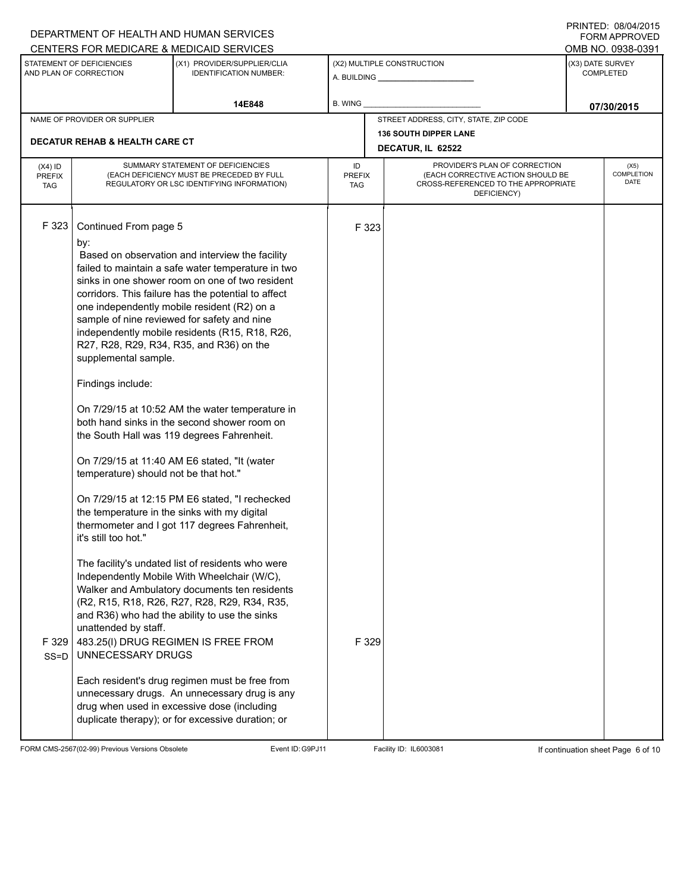DEPARTMENT OF HEALTH AND HUMAN SERVICES
CENTERS FOR MEDICARE & MEDICAID SERVICES

PRINTED: 08/04/2015
FORM APPROVED
OMB NO. 0938-0391

| STATEMENT OF DEFICIENCIES AND PLAN OF CORRECTION | (X1) PROVIDER/SUPPLIER/CLIA IDENTIFICATION NUMBER: | (X2) MULTIPLE CONSTRUCTION | (X3) DATE SURVEY COMPLETED |
|---|---|---|---|
| | 14E848 | A. BUILDING ___ B. WING ___ | 07/30/2015 |

| NAME OF PROVIDER OR SUPPLIER | STREET ADDRESS, CITY, STATE, ZIP CODE |
|---|---|
| DECATUR REHAB & HEALTH CARE CT | 136 SOUTH DIPPER LANE DECATUR, IL 62522 |

| (X4) ID PREFIX TAG | SUMMARY STATEMENT OF DEFICIENCIES (EACH DEFICIENCY MUST BE PRECEDED BY FULL REGULATORY OR LSC IDENTIFYING INFORMATION) | ID PREFIX TAG | PROVIDER'S PLAN OF CORRECTION (EACH CORRECTIVE ACTION SHOULD BE CROSS-REFERENCED TO THE APPROPRIATE DEFICIENCY) | (X5) COMPLETION DATE |
|---|---|---|---|---|
| F 323 | Continued From page 5<br>by:<br>Based on observation and interview the facility failed to maintain a safe water temperature in two sinks in one shower room on one of two resident corridors. This failure has the potential to affect one independently mobile resident (R2) on a sample of nine reviewed for safety and nine independently mobile residents (R15, R18, R26, R27, R28, R29, R34, R35, and R36) on the supplemental sample.<br><br>Findings include:<br><br>On 7/29/15 at 10:52 AM the water temperature in both hand sinks in the second shower room on the South Hall was 119 degrees Fahrenheit.<br><br>On 7/29/15 at 11:40 AM E6 stated, "It (water temperature) should not be that hot."<br><br>On 7/29/15 at 12:15 PM E6 stated, "I rechecked the temperature in the sinks with my digital thermometer and I got 117 degrees Fahrenheit, it's still too hot."<br><br>The facility's undated list of residents who were Independently Mobile With Wheelchair (W/C), Walker and Ambulatory documents ten residents (R2, R15, R18, R26, R27, R28, R29, R34, R35, and R36) who had the ability to use the sinks unattended by staff. | F 323 | | |
| F 329 SS=D | 483.25(l) DRUG REGIMEN IS FREE FROM UNNECESSARY DRUGS<br><br>Each resident's drug regimen must be free from unnecessary drugs. An unnecessary drug is any drug when used in excessive dose (including duplicate therapy); or for excessive duration; or | F 329 | | |

FORM CMS-2567(02-99) Previous Versions Obsolete Event ID: G9PJ11 Facility ID: IL6003081 If continuation sheet Page 6 of 10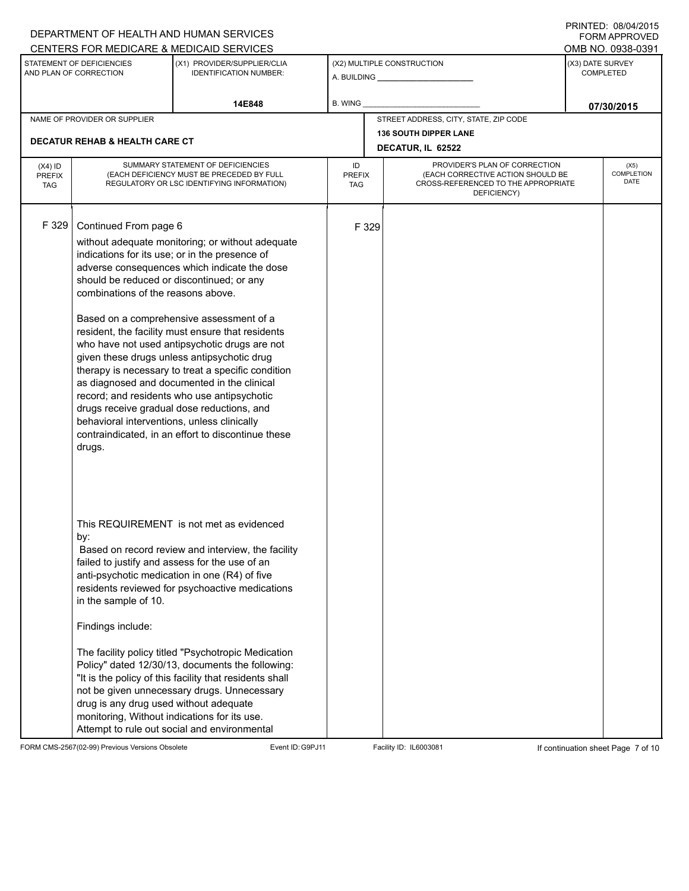DEPARTMENT OF HEALTH AND HUMAN SERVICES
CENTERS FOR MEDICARE & MEDICAID SERVICES

PRINTED: 08/04/2015
FORM APPROVED
OMB NO. 0938-0391

| STATEMENT OF DEFICIENCIES AND PLAN OF CORRECTION | (X1) PROVIDER/SUPPLIER/CLIA IDENTIFICATION NUMBER: | (X2) MULTIPLE CONSTRUCTION | (X3) DATE SURVEY COMPLETED |
|---|---|---|---|
| | 14E848 | A. BUILDING ______ B. WING ______ | 07/30/2015 |

| NAME OF PROVIDER OR SUPPLIER | STREET ADDRESS, CITY, STATE, ZIP CODE |
|---|---|
| DECATUR REHAB & HEALTH CARE CT | 136 SOUTH DIPPER LANE DECATUR, IL 62522 |

| (X4) ID PREFIX TAG | SUMMARY STATEMENT OF DEFICIENCIES (EACH DEFICIENCY MUST BE PRECEDED BY FULL REGULATORY OR LSC IDENTIFYING INFORMATION) | ID PREFIX TAG | PROVIDER'S PLAN OF CORRECTION (EACH CORRECTIVE ACTION SHOULD BE CROSS-REFERENCED TO THE APPROPRIATE DEFICIENCY) | (X5) COMPLETION DATE |
|---|---|---|---|---|
| F 329 | Continued From page 6 | F 329 | | |

without adequate monitoring; or without adequate indications for its use; or in the presence of adverse consequences which indicate the dose should be reduced or discontinued; or any combinations of the reasons above.

Based on a comprehensive assessment of a resident, the facility must ensure that residents who have not used antipsychotic drugs are not given these drugs unless antipsychotic drug therapy is necessary to treat a specific condition as diagnosed and documented in the clinical record; and residents who use antipsychotic drugs receive gradual dose reductions, and behavioral interventions, unless clinically contraindicated, in an effort to discontinue these drugs.

This REQUIREMENT is not met as evidenced by:
Based on record review and interview, the facility failed to justify and assess for the use of an anti-psychotic medication in one (R4) of five residents reviewed for psychoactive medications in the sample of 10.

Findings include:

The facility policy titled "Psychotropic Medication Policy" dated 12/30/13, documents the following: "It is the policy of this facility that residents shall not be given unnecessary drugs. Unnecessary drug is any drug used without adequate monitoring, Without indications for its use. Attempt to rule out social and environmental

FORM CMS-2567(02-99) Previous Versions Obsolete | Event ID: G9PJ11 | Facility ID: IL6003081 | If continuation sheet Page 7 of 10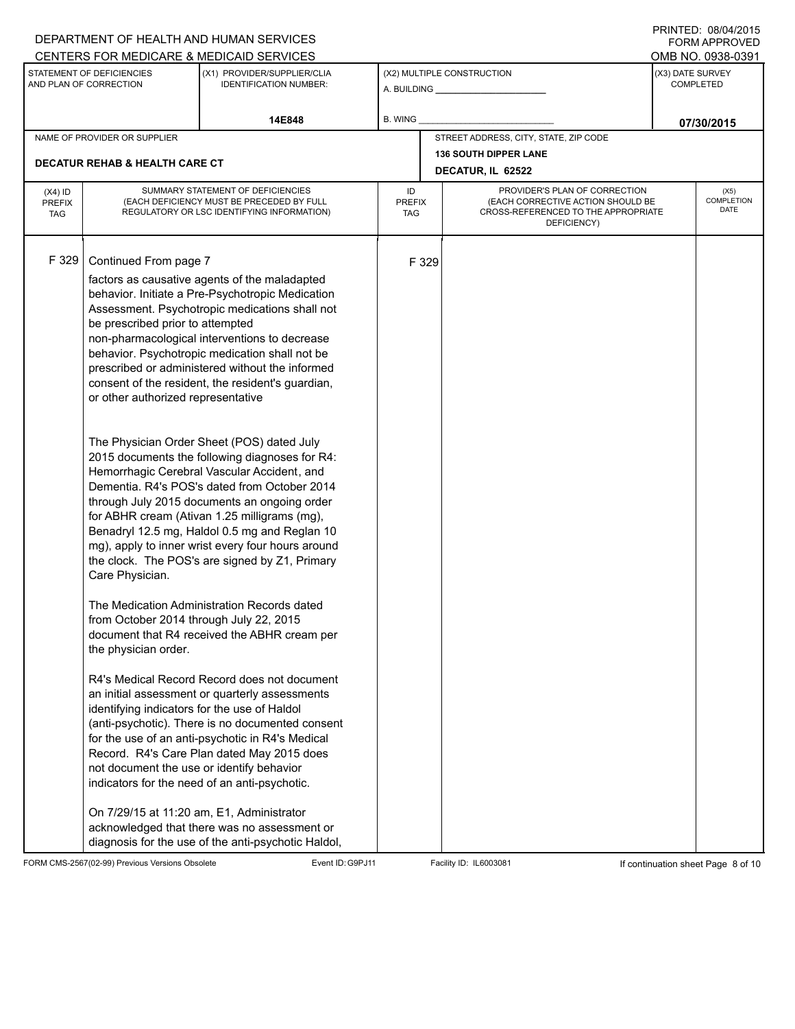DEPARTMENT OF HEALTH AND HUMAN SERVICES
CENTERS FOR MEDICARE & MEDICAID SERVICES

PRINTED: 08/04/2015
FORM APPROVED
OMB NO. 0938-0391

| STATEMENT OF DEFICIENCIES AND PLAN OF CORRECTION | (X1) PROVIDER/SUPPLIER/CLIA IDENTIFICATION NUMBER: | (X2) MULTIPLE CONSTRUCTION | (X3) DATE SURVEY COMPLETED |
|---|---|---|---|
| | 14E848 | A. BUILDING ______ B. WING ______ | 07/30/2015 |

| NAME OF PROVIDER OR SUPPLIER | STREET ADDRESS, CITY, STATE, ZIP CODE |
|---|---|
| DECATUR REHAB & HEALTH CARE CT | 136 SOUTH DIPPER LANE DECATUR, IL 62522 |

| (X4) ID PREFIX TAG | SUMMARY STATEMENT OF DEFICIENCIES (EACH DEFICIENCY MUST BE PRECEDED BY FULL REGULATORY OR LSC IDENTIFYING INFORMATION) | ID PREFIX TAG | PROVIDER'S PLAN OF CORRECTION (EACH CORRECTIVE ACTION SHOULD BE CROSS-REFERENCED TO THE APPROPRIATE DEFICIENCY) | (X5) COMPLETION DATE |
|---|---|---|---|---|
| F 329 | Continued From page 7 | F 329 | | |

factors as causative agents of the maladapted behavior. Initiate a Pre-Psychotropic Medication Assessment. Psychotropic medications shall not be prescribed prior to attempted non-pharmacological interventions to decrease behavior. Psychotropic medication shall not be prescribed or administered without the informed consent of the resident, the resident's guardian, or other authorized representative

The Physician Order Sheet (POS) dated July 2015 documents the following diagnoses for R4: Hemorrhagic Cerebral Vascular Accident, and Dementia. R4's POS's dated from October 2014 through July 2015 documents an ongoing order for ABHR cream (Ativan 1.25 milligrams (mg), Benadryl 12.5 mg, Haldol 0.5 mg and Reglan 10 mg), apply to inner wrist every four hours around the clock. The POS's are signed by Z1, Primary Care Physician.

The Medication Administration Records dated from October 2014 through July 22, 2015 document that R4 received the ABHR cream per the physician order.

R4's Medical Record Record does not document an initial assessment or quarterly assessments identifying indicators for the use of Haldol (anti-psychotic). There is no documented consent for the use of an anti-psychotic in R4's Medical Record. R4's Care Plan dated May 2015 does not document the use or identify behavior indicators for the need of an anti-psychotic.

On 7/29/15 at 11:20 am, E1, Administrator acknowledged that there was no assessment or diagnosis for the use of the anti-psychotic Haldol,

FORM CMS-2567(02-99) Previous Versions Obsolete Event ID: G9PJ11 Facility ID: IL6003081 If continuation sheet Page 8 of 10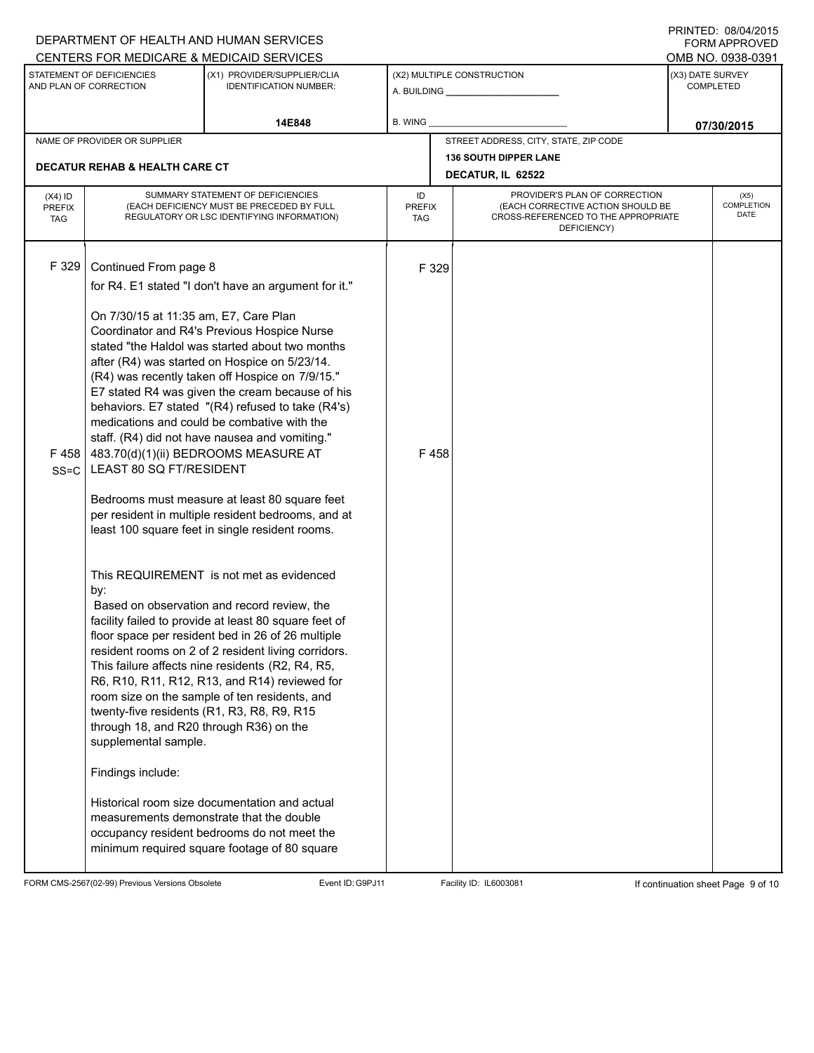DEPARTMENT OF HEALTH AND HUMAN SERVICES
CENTERS FOR MEDICARE & MEDICAID SERVICES

PRINTED: 08/04/2015
FORM APPROVED
OMB NO. 0938-0391

| STATEMENT OF DEFICIENCIES AND PLAN OF CORRECTION | (X1) PROVIDER/SUPPLIER/CLIA IDENTIFICATION NUMBER: | (X2) MULTIPLE CONSTRUCTION | (X3) DATE SURVEY COMPLETED |
|---|---|---|---|
| | 14E848 | A. BUILDING ______ B. WING ______ | 07/30/2015 |

| NAME OF PROVIDER OR SUPPLIER | STREET ADDRESS, CITY, STATE, ZIP CODE |
|---|---|
| DECATUR REHAB & HEALTH CARE CT | 136 SOUTH DIPPER LANE DECATUR, IL 62522 |

| (X4) ID PREFIX TAG | SUMMARY STATEMENT OF DEFICIENCIES (EACH DEFICIENCY MUST BE PRECEDED BY FULL REGULATORY OR LSC IDENTIFYING INFORMATION) | ID PREFIX TAG | PROVIDER'S PLAN OF CORRECTION (EACH CORRECTIVE ACTION SHOULD BE CROSS-REFERENCED TO THE APPROPRIATE DEFICIENCY) | (X5) COMPLETION DATE |
|---|---|---|---|---|
| F 329 | Continued From page 8<br>for R4. E1 stated "I don't have an argument for it."<br><br>On 7/30/15 at 11:35 am, E7, Care Plan Coordinator and R4's Previous Hospice Nurse stated "the Haldol was started about two months after (R4) was started on Hospice on 5/23/14. (R4) was recently taken off Hospice on 7/9/15." E7 stated R4 was given the cream because of his behaviors. E7 stated "(R4) refused to take (R4's) medications and could be combative with the staff. (R4) did not have nausea and vomiting." | F 329 | | |
| F 458<br>SS=C | 483.70(d)(1)(ii) BEDROOMS MEASURE AT LEAST 80 SQ FT/RESIDENT<br><br>Bedrooms must measure at least 80 square feet per resident in multiple resident bedrooms, and at least 100 square feet in single resident rooms.<br><br>This REQUIREMENT is not met as evidenced by:<br>Based on observation and record review, the facility failed to provide at least 80 square feet of floor space per resident bed in 26 of 26 multiple resident rooms on 2 of 2 resident living corridors. This failure affects nine residents (R2, R4, R5, R6, R10, R11, R12, R13, and R14) reviewed for room size on the sample of ten residents, and twenty-five residents (R1, R3, R8, R9, R15 through 18, and R20 through R36) on the supplemental sample.<br><br>Findings include:<br><br>Historical room size documentation and actual measurements demonstrate that the double occupancy resident bedrooms do not meet the minimum required square footage of 80 square | F 458 | | |

FORM CMS-2567(02-99) Previous Versions Obsolete Event ID: G9PJ11 Facility ID: IL6003081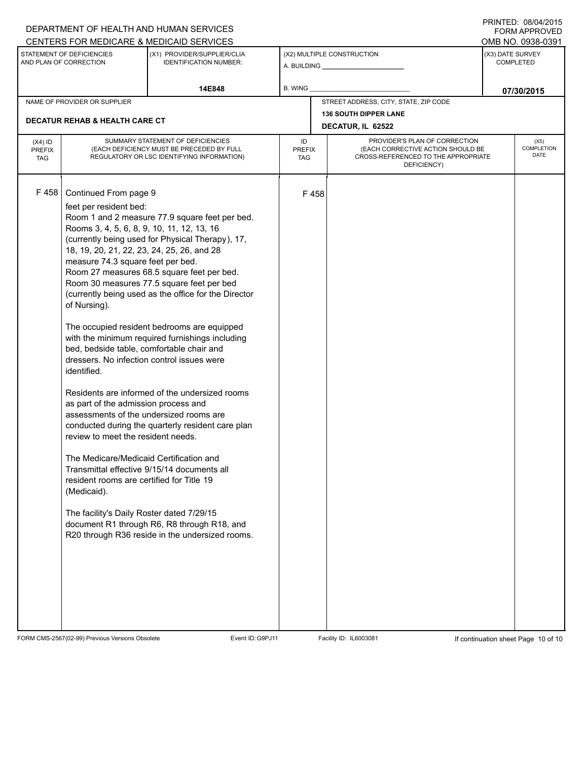DEPARTMENT OF HEALTH AND HUMAN SERVICES
CENTERS FOR MEDICARE & MEDICAID SERVICES

PRINTED: 08/04/2015
FORM APPROVED
OMB NO. 0938-0391

| STATEMENT OF DEFICIENCIES AND PLAN OF CORRECTION | (X1) PROVIDER/SUPPLIER/CLIA IDENTIFICATION NUMBER: | (X2) MULTIPLE CONSTRUCTION | (X3) DATE SURVEY COMPLETED |
|---|---|---|---|
| | 14E848 | A. BUILDING _______ B. WING _______ | 07/30/2015 |

| NAME OF PROVIDER OR SUPPLIER | STREET ADDRESS, CITY, STATE, ZIP CODE |
|---|---|
| DECATUR REHAB & HEALTH CARE CT | 136 SOUTH DIPPER LANE DECATUR, IL 62522 |

| (X4) ID PREFIX TAG | SUMMARY STATEMENT OF DEFICIENCIES (EACH DEFICIENCY MUST BE PRECEDED BY FULL REGULATORY OR LSC IDENTIFYING INFORMATION) | ID PREFIX TAG | PROVIDER'S PLAN OF CORRECTION (EACH CORRECTIVE ACTION SHOULD BE CROSS-REFERENCED TO THE APPROPRIATE DEFICIENCY) | (X5) COMPLETION DATE |
|---|---|---|---|---|
| F 458 | Continued From page 9<br>feet per resident bed:<br>Room 1 and 2 measure 77.9 square feet per bed.<br>Rooms 3, 4, 5, 6, 8, 9, 10, 11, 12, 13, 16 (currently being used for Physical Therapy), 17, 18, 19, 20, 21, 22, 23, 24, 25, 26, and 28 measure 74.3 square feet per bed.<br>Room 27 measures 68.5 square feet per bed.<br>Room 30 measures 77.5 square feet per bed (currently being used as the office for the Director of Nursing).<br><br>The occupied resident bedrooms are equipped with the minimum required furnishings including bed, bedside table, comfortable chair and dressers. No infection control issues were identified.<br><br>Residents are informed of the undersized rooms as part of the admission process and assessments of the undersized rooms are conducted during the quarterly resident care plan review to meet the resident needs.<br><br>The Medicare/Medicaid Certification and Transmittal effective 9/15/14 documents all resident rooms are certified for Title 19 (Medicaid).<br><br>The facility's Daily Roster dated 7/29/15 document R1 through R6, R8 through R18, and R20 through R36 reside in the undersized rooms. | F 458 | | |

FORM CMS-2567(02-99) Previous Versions Obsolete    Event ID: G9PJ11    Facility ID: IL6003081